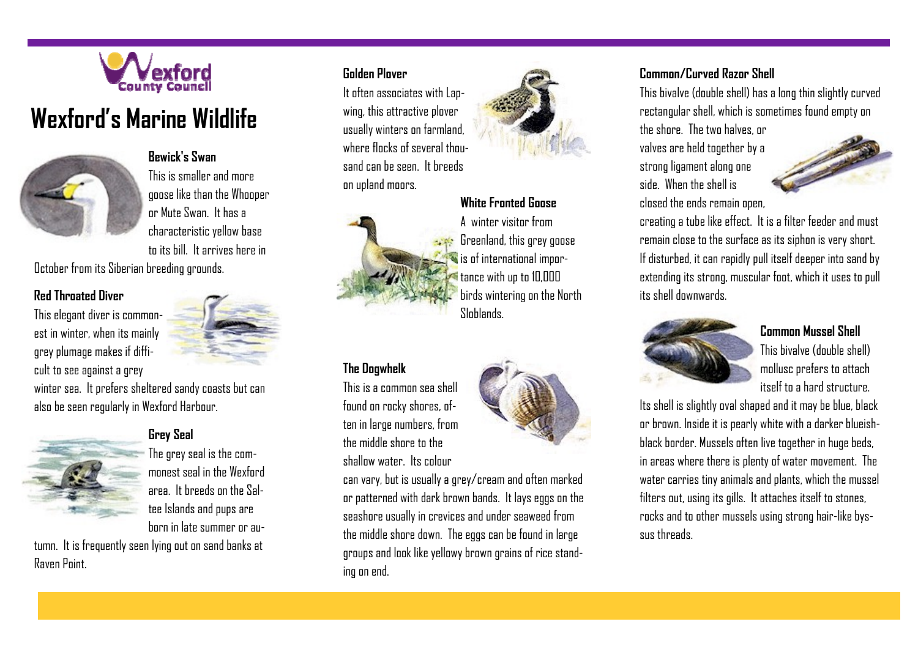# Wexford's Marine Wildlife

### Bewick's Swan

This is smaller and more goose like than the Whooper or Mute Swan. It has a characteristic yellow base to its bill. It arrives here in October from its Siberian breeding grounds.

### Red Throated Diver

This elegant diver is commonest in winter, when its mainly grey plumage makes if difficult to see against a grey winter sea. It prefers sheltered sandy coasts but can also be seen regularly in Wexford Harbour.

### Grey Seal

The grey seal is the commonest seal in the Wexford area. It breeds on the Saltee Islands and pups are born in late summer or autumn. It is frequently seen lying out on sand banks at Raven Point.

### Golden Plover

It often associates with Lapwing, this attractive plover usually winters on farmland, where flocks of several thousand can be seen. It breeds on upland moors.

### White Fronted Goose

A winter visitor from Greenland, this grey goose is of international importance with up to 10,000 birds wintering on the North Sloblands.

### The Dogwhelk

This is a common sea shell found on rocky shores, often in large numbers, from the middle shore to the shallow water. Its colour can vary, but is usually a grey/cream and often marked or patterned with dark brown bands. It lays eggs on the seashore usually in crevices and under seaweed from the middle shore down. The eggs can be found in large groups and look like yellowy brown grains of rice standing on end.

### Common/Curved Razor Shell

This bivalve (double shell) has a long thin slightly curved rectangular shell, which is sometimes found empty on the shore. The two halves, or valves are held together by a strong ligament along one side. When the shell is closed the ends remain open, creating a tube like effect. It is a filter feeder and must remain close to the surface as its siphon is very short. If disturbed, it can rapidly pull itself deeper into sand by extending its strong, muscular foot, which it uses to pull its shell downwards.

### Common Mussel Shell

This bivalve (double shell) mollusc prefers to attach itself to a hard structure. Its shell is slightly oval shaped and it may be blue, black or brown. Inside it is pearly white with a darker blueish-black border. Mussels often live together in huge beds, in areas where there is plenty of water movement. The water carries tiny animals and plants, which the mussel filters out, using its gills. It attaches itself to stones, rocks and to other mussels using strong hair-like byssus threads.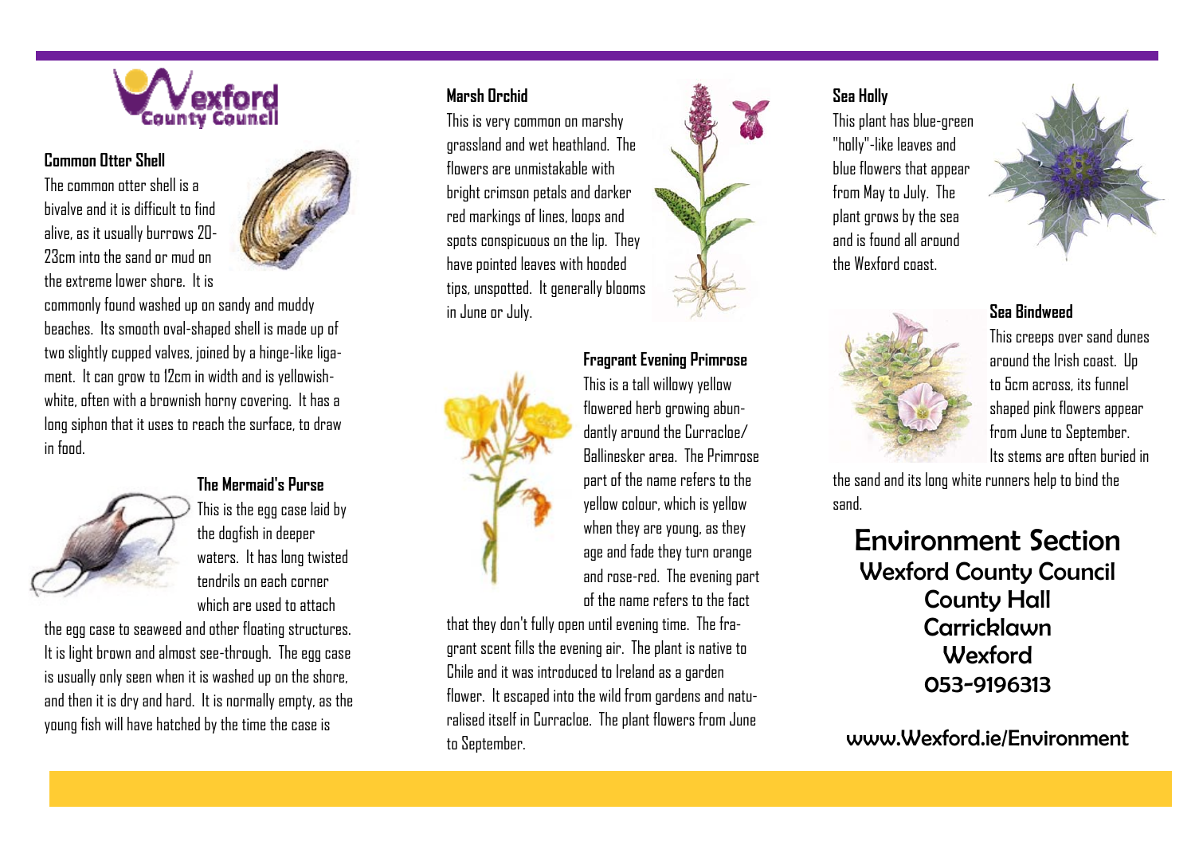Wexford County Council

**Common Otter Shell**

The common otter shell is a bivalve and it is difficult to find alive, as it usually burrows 20-23cm into the sand or mud on the extreme lower shore. It is commonly found washed up on sandy and muddy beaches. Its smooth oval-shaped shell is made up of two slightly cupped valves, joined by a hinge-like ligament. It can grow to 12cm in width and is yellowish-white, often with a brownish horny covering. It has a long siphon that it uses to reach the surface, to draw in food.

**The Mermaid's Purse**

This is the egg case laid by the dogfish in deeper waters. It has long twisted tendrils on each corner which are used to attach the egg case to seaweed and other floating structures. It is light brown and almost see-through. The egg case is usually only seen when it is washed up on the shore, and then it is dry and hard. It is normally empty, as the young fish will have hatched by the time the case is

**Marsh Orchid**

This is very common on marshy grassland and wet heathland. The flowers are unmistakable with bright crimson petals and darker red markings of lines, loops and spots conspicuous on the lip. They have pointed leaves with hooded tips, unspotted. It generally blooms in June or July.

**Fragrant Evening Primrose**

This is a tall willowy yellow flowered herb growing abundantly around the Curracloe/ Ballinesker area. The Primrose part of the name refers to the yellow colour, which is yellow when they are young, as they age and fade they turn orange and rose-red. The evening part of the name refers to the fact that they don't fully open until evening time. The fragrant scent fills the evening air. The plant is native to Chile and it was introduced to Ireland as a garden flower. It escaped into the wild from gardens and naturalised itself in Curracloe. The plant flowers from June to September.

**Sea Holly**

This plant has blue-green "holly"-like leaves and blue flowers that appear from May to July. The plant grows by the sea and is found all around the Wexford coast.

**Sea Bindweed**

This creeps over sand dunes around the Irish coast. Up to 5cm across, its funnel shaped pink flowers appear from June to September. Its stems are often buried in the sand and its long white runners help to bind the sand.

## Environment Section
Wexford County Council
County Hall
Carricklawn
Wexford
053-9196313

www.Wexford.ie/Environment